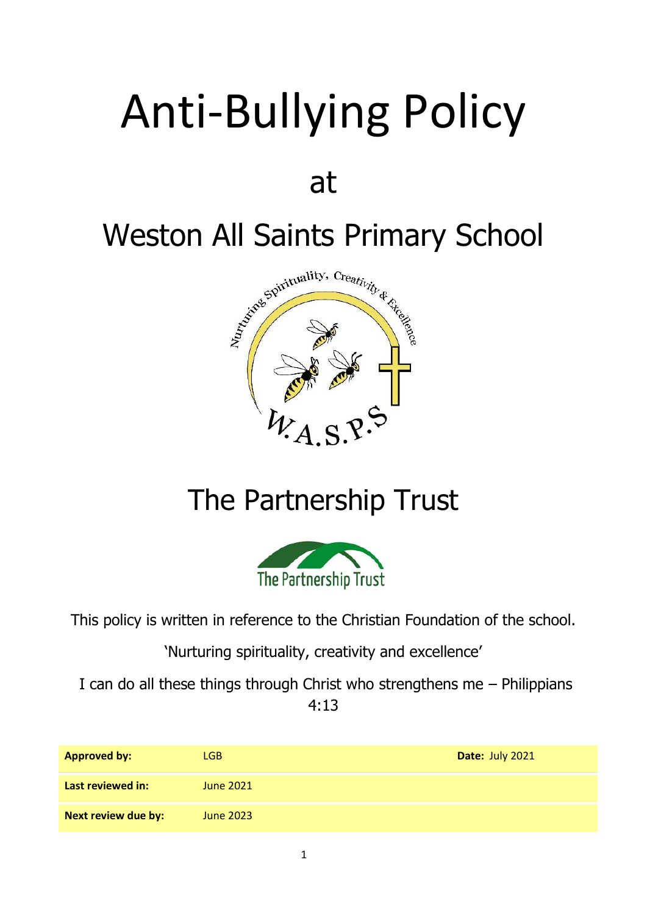# Anti-Bullying Policy

## at

## Weston All Saints Primary School

## The Partnership Trust

This policy is written in reference to the Christian Foundation of the school.

'Nurturing spirituality, creativity and excellence'

I can do all these things through Christ who strengthens me – Philippians 4:13

| | | |
|---|---|---|
| **Approved by:** | LGB | **Date:** July 2021 |
| **Last reviewed in:** | June 2021 | |
| **Next review due by:** | June 2023 | |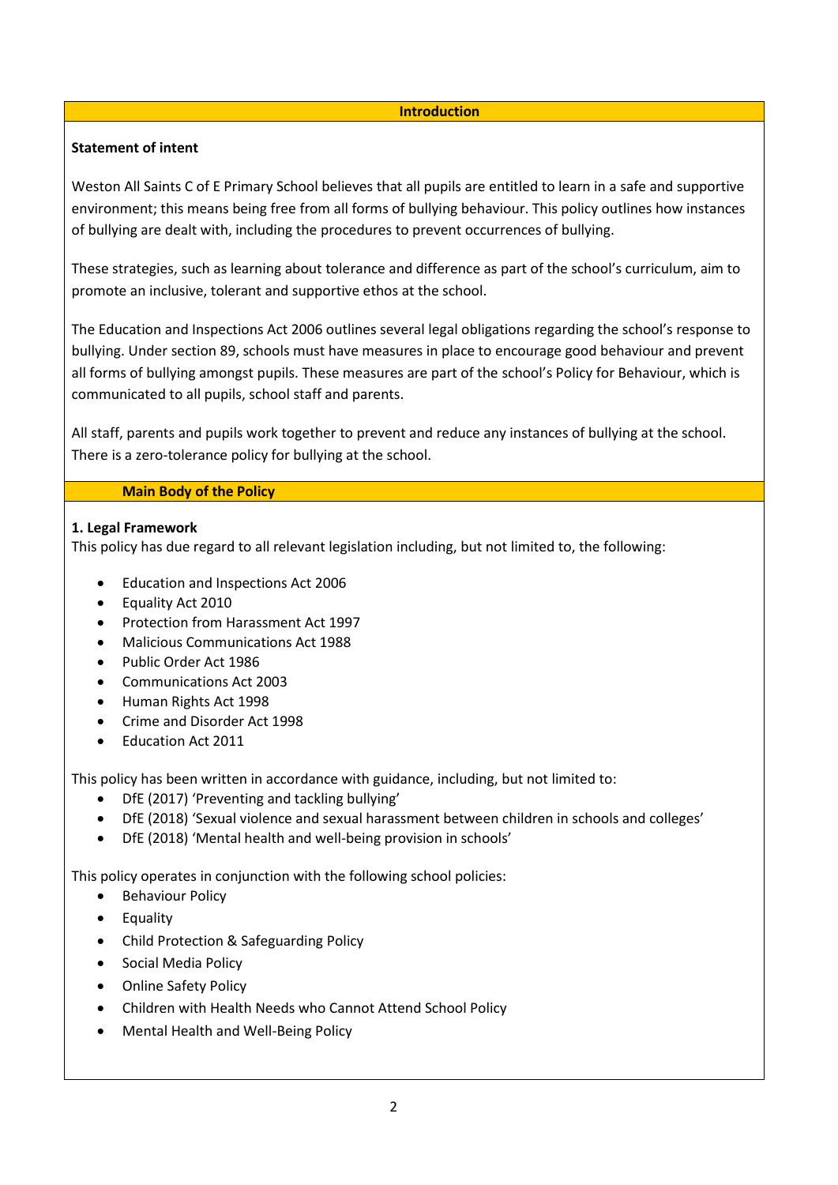## Introduction

**Statement of intent**

Weston All Saints C of E Primary School believes that all pupils are entitled to learn in a safe and supportive environment; this means being free from all forms of bullying behaviour. This policy outlines how instances of bullying are dealt with, including the procedures to prevent occurrences of bullying.

These strategies, such as learning about tolerance and difference as part of the school's curriculum, aim to promote an inclusive, tolerant and supportive ethos at the school.

The Education and Inspections Act 2006 outlines several legal obligations regarding the school's response to bullying. Under section 89, schools must have measures in place to encourage good behaviour and prevent all forms of bullying amongst pupils. These measures are part of the school's Policy for Behaviour, which is communicated to all pupils, school staff and parents.

All staff, parents and pupils work together to prevent and reduce any instances of bullying at the school. There is a zero-tolerance policy for bullying at the school.

## Main Body of the Policy

### 1. Legal Framework

This policy has due regard to all relevant legislation including, but not limited to, the following:

- Education and Inspections Act 2006
- Equality Act 2010
- Protection from Harassment Act 1997
- Malicious Communications Act 1988
- Public Order Act 1986
- Communications Act 2003
- Human Rights Act 1998
- Crime and Disorder Act 1998
- Education Act 2011

This policy has been written in accordance with guidance, including, but not limited to:

- DfE (2017) 'Preventing and tackling bullying'
- DfE (2018) 'Sexual violence and sexual harassment between children in schools and colleges'
- DfE (2018) 'Mental health and well-being provision in schools'

This policy operates in conjunction with the following school policies:

- Behaviour Policy
- Equality
- Child Protection & Safeguarding Policy
- Social Media Policy
- Online Safety Policy
- Children with Health Needs who Cannot Attend School Policy
- Mental Health and Well-Being Policy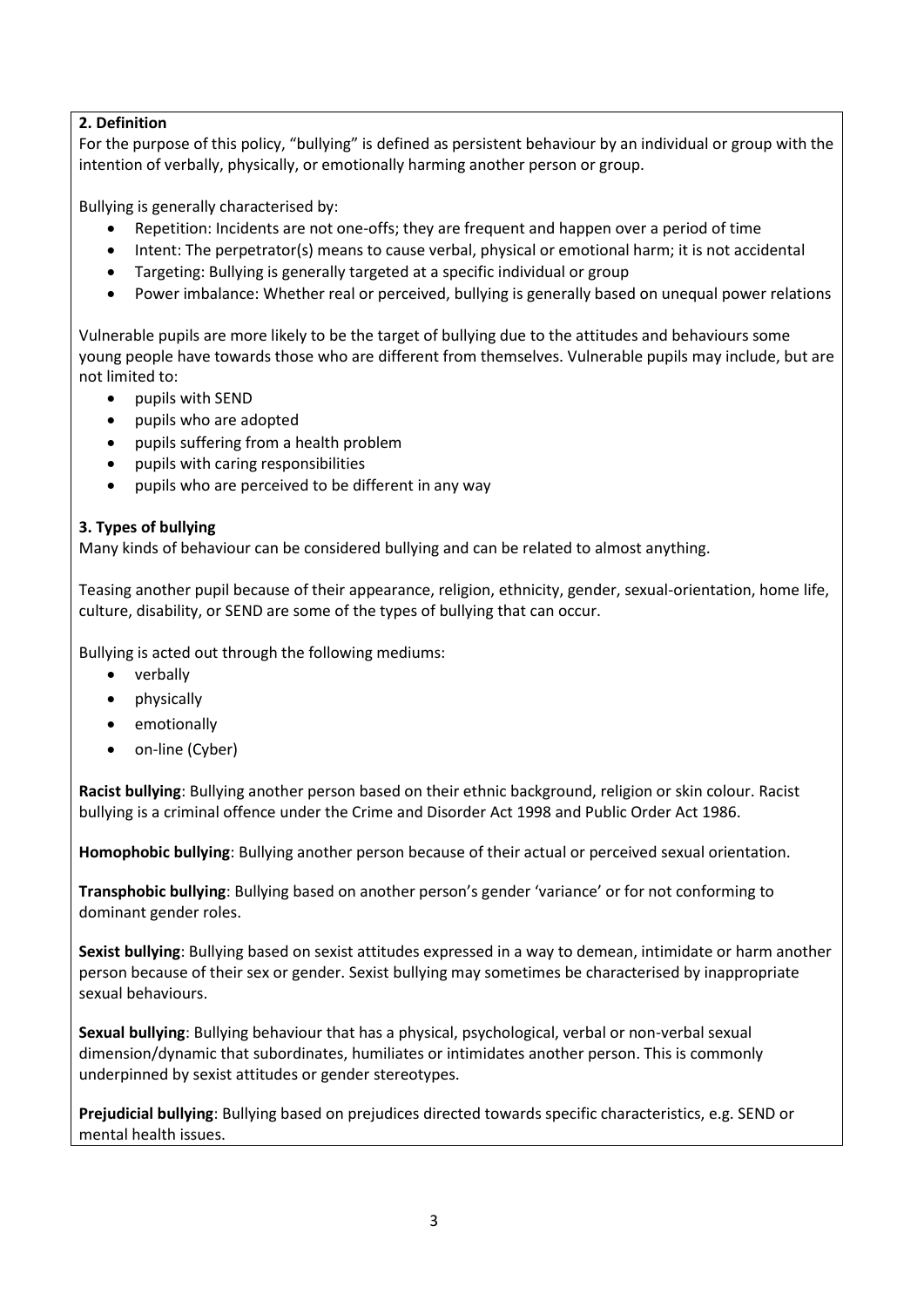## 2. Definition

For the purpose of this policy, "bullying" is defined as persistent behaviour by an individual or group with the intention of verbally, physically, or emotionally harming another person or group.

Bullying is generally characterised by:

- Repetition: Incidents are not one-offs; they are frequent and happen over a period of time
- Intent: The perpetrator(s) means to cause verbal, physical or emotional harm; it is not accidental
- Targeting: Bullying is generally targeted at a specific individual or group
- Power imbalance: Whether real or perceived, bullying is generally based on unequal power relations

Vulnerable pupils are more likely to be the target of bullying due to the attitudes and behaviours some young people have towards those who are different from themselves. Vulnerable pupils may include, but are not limited to:

- pupils with SEND
- pupils who are adopted
- pupils suffering from a health problem
- pupils with caring responsibilities
- pupils who are perceived to be different in any way

## 3. Types of bullying

Many kinds of behaviour can be considered bullying and can be related to almost anything.

Teasing another pupil because of their appearance, religion, ethnicity, gender, sexual-orientation, home life, culture, disability, or SEND are some of the types of bullying that can occur.

Bullying is acted out through the following mediums:

- verbally
- physically
- emotionally
- on-line (Cyber)

**Racist bullying**: Bullying another person based on their ethnic background, religion or skin colour. Racist bullying is a criminal offence under the Crime and Disorder Act 1998 and Public Order Act 1986.

**Homophobic bullying**: Bullying another person because of their actual or perceived sexual orientation.

**Transphobic bullying**: Bullying based on another person's gender 'variance' or for not conforming to dominant gender roles.

**Sexist bullying**: Bullying based on sexist attitudes expressed in a way to demean, intimidate or harm another person because of their sex or gender. Sexist bullying may sometimes be characterised by inappropriate sexual behaviours.

**Sexual bullying**: Bullying behaviour that has a physical, psychological, verbal or non-verbal sexual dimension/dynamic that subordinates, humiliates or intimidates another person. This is commonly underpinned by sexist attitudes or gender stereotypes.

**Prejudicial bullying**: Bullying based on prejudices directed towards specific characteristics, e.g. SEND or mental health issues.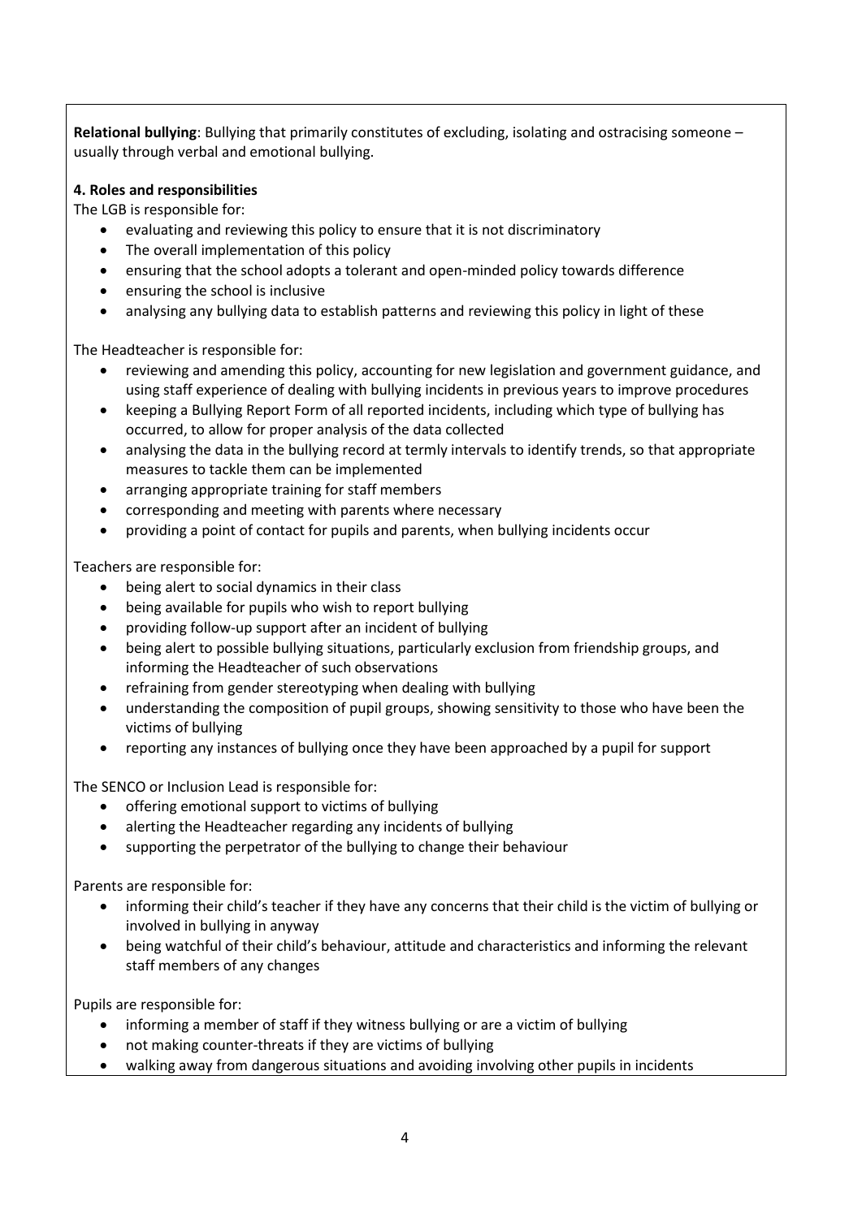**Relational bullying**: Bullying that primarily constitutes of excluding, isolating and ostracising someone – usually through verbal and emotional bullying.

**4. Roles and responsibilities**

The LGB is responsible for:

- evaluating and reviewing this policy to ensure that it is not discriminatory
- The overall implementation of this policy
- ensuring that the school adopts a tolerant and open-minded policy towards difference
- ensuring the school is inclusive
- analysing any bullying data to establish patterns and reviewing this policy in light of these

The Headteacher is responsible for:

- reviewing and amending this policy, accounting for new legislation and government guidance, and using staff experience of dealing with bullying incidents in previous years to improve procedures
- keeping a Bullying Report Form of all reported incidents, including which type of bullying has occurred, to allow for proper analysis of the data collected
- analysing the data in the bullying record at termly intervals to identify trends, so that appropriate measures to tackle them can be implemented
- arranging appropriate training for staff members
- corresponding and meeting with parents where necessary
- providing a point of contact for pupils and parents, when bullying incidents occur

Teachers are responsible for:

- being alert to social dynamics in their class
- being available for pupils who wish to report bullying
- providing follow-up support after an incident of bullying
- being alert to possible bullying situations, particularly exclusion from friendship groups, and informing the Headteacher of such observations
- refraining from gender stereotyping when dealing with bullying
- understanding the composition of pupil groups, showing sensitivity to those who have been the victims of bullying
- reporting any instances of bullying once they have been approached by a pupil for support

The SENCO or Inclusion Lead is responsible for:

- offering emotional support to victims of bullying
- alerting the Headteacher regarding any incidents of bullying
- supporting the perpetrator of the bullying to change their behaviour

Parents are responsible for:

- informing their child's teacher if they have any concerns that their child is the victim of bullying or involved in bullying in anyway
- being watchful of their child's behaviour, attitude and characteristics and informing the relevant staff members of any changes

Pupils are responsible for:

- informing a member of staff if they witness bullying or are a victim of bullying
- not making counter-threats if they are victims of bullying
- walking away from dangerous situations and avoiding involving other pupils in incidents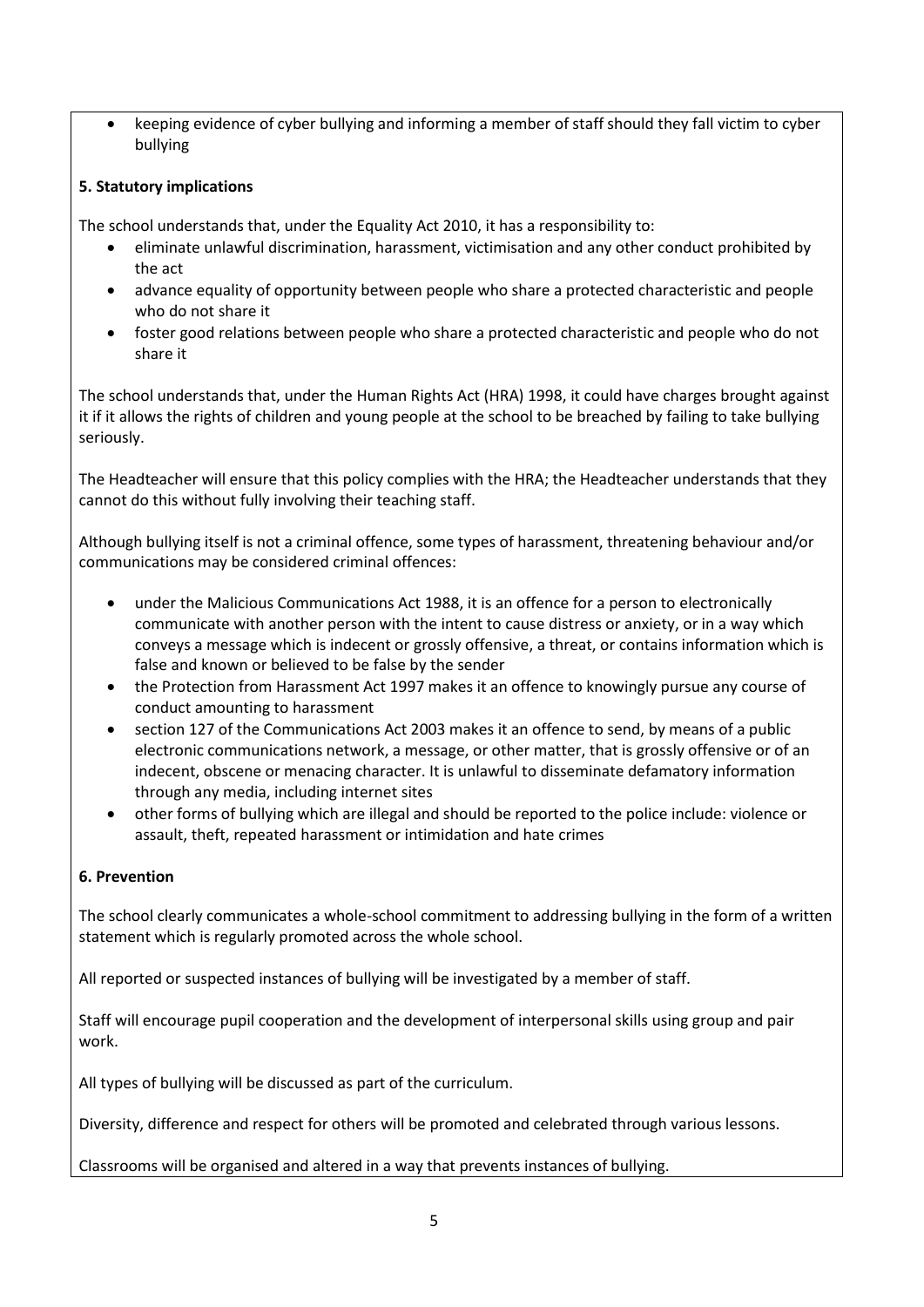- keeping evidence of cyber bullying and informing a member of staff should they fall victim to cyber bullying

**5. Statutory implications**

The school understands that, under the Equality Act 2010, it has a responsibility to:

- eliminate unlawful discrimination, harassment, victimisation and any other conduct prohibited by the act
- advance equality of opportunity between people who share a protected characteristic and people who do not share it
- foster good relations between people who share a protected characteristic and people who do not share it

The school understands that, under the Human Rights Act (HRA) 1998, it could have charges brought against it if it allows the rights of children and young people at the school to be breached by failing to take bullying seriously.

The Headteacher will ensure that this policy complies with the HRA; the Headteacher understands that they cannot do this without fully involving their teaching staff.

Although bullying itself is not a criminal offence, some types of harassment, threatening behaviour and/or communications may be considered criminal offences:

- under the Malicious Communications Act 1988, it is an offence for a person to electronically communicate with another person with the intent to cause distress or anxiety, or in a way which conveys a message which is indecent or grossly offensive, a threat, or contains information which is false and known or believed to be false by the sender
- the Protection from Harassment Act 1997 makes it an offence to knowingly pursue any course of conduct amounting to harassment
- section 127 of the Communications Act 2003 makes it an offence to send, by means of a public electronic communications network, a message, or other matter, that is grossly offensive or of an indecent, obscene or menacing character. It is unlawful to disseminate defamatory information through any media, including internet sites
- other forms of bullying which are illegal and should be reported to the police include: violence or assault, theft, repeated harassment or intimidation and hate crimes

**6. Prevention**

The school clearly communicates a whole-school commitment to addressing bullying in the form of a written statement which is regularly promoted across the whole school.

All reported or suspected instances of bullying will be investigated by a member of staff.

Staff will encourage pupil cooperation and the development of interpersonal skills using group and pair work.

All types of bullying will be discussed as part of the curriculum.

Diversity, difference and respect for others will be promoted and celebrated through various lessons.

Classrooms will be organised and altered in a way that prevents instances of bullying.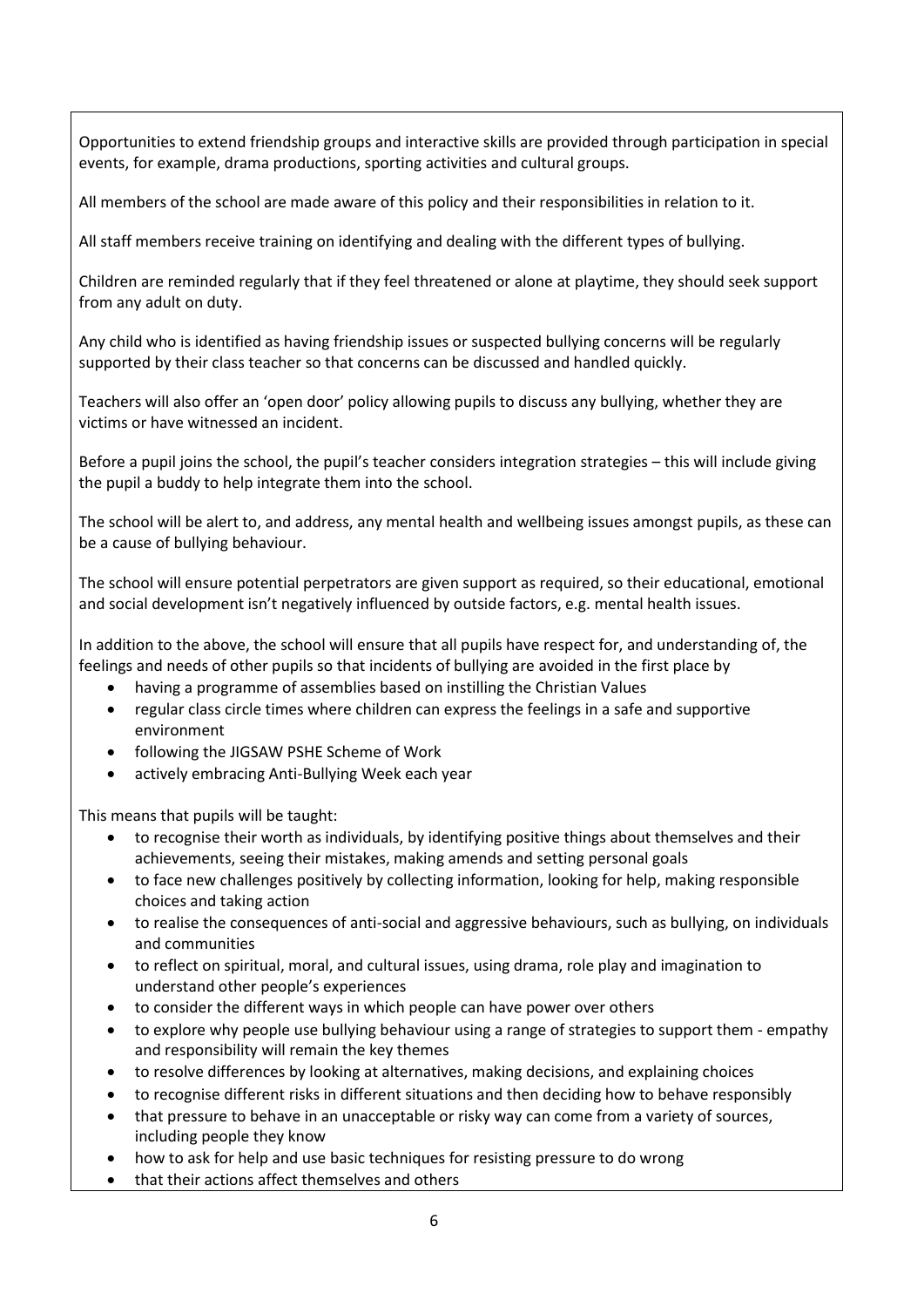Opportunities to extend friendship groups and interactive skills are provided through participation in special events, for example, drama productions, sporting activities and cultural groups.

All members of the school are made aware of this policy and their responsibilities in relation to it.

All staff members receive training on identifying and dealing with the different types of bullying.

Children are reminded regularly that if they feel threatened or alone at playtime, they should seek support from any adult on duty.

Any child who is identified as having friendship issues or suspected bullying concerns will be regularly supported by their class teacher so that concerns can be discussed and handled quickly.

Teachers will also offer an 'open door' policy allowing pupils to discuss any bullying, whether they are victims or have witnessed an incident.

Before a pupil joins the school, the pupil's teacher considers integration strategies – this will include giving the pupil a buddy to help integrate them into the school.

The school will be alert to, and address, any mental health and wellbeing issues amongst pupils, as these can be a cause of bullying behaviour.

The school will ensure potential perpetrators are given support as required, so their educational, emotional and social development isn't negatively influenced by outside factors, e.g. mental health issues.

In addition to the above, the school will ensure that all pupils have respect for, and understanding of, the feelings and needs of other pupils so that incidents of bullying are avoided in the first place by

- having a programme of assemblies based on instilling the Christian Values
- regular class circle times where children can express the feelings in a safe and supportive environment
- following the JIGSAW PSHE Scheme of Work
- actively embracing Anti-Bullying Week each year

This means that pupils will be taught:

- to recognise their worth as individuals, by identifying positive things about themselves and their achievements, seeing their mistakes, making amends and setting personal goals
- to face new challenges positively by collecting information, looking for help, making responsible choices and taking action
- to realise the consequences of anti-social and aggressive behaviours, such as bullying, on individuals and communities
- to reflect on spiritual, moral, and cultural issues, using drama, role play and imagination to understand other people's experiences
- to consider the different ways in which people can have power over others
- to explore why people use bullying behaviour using a range of strategies to support them - empathy and responsibility will remain the key themes
- to resolve differences by looking at alternatives, making decisions, and explaining choices
- to recognise different risks in different situations and then deciding how to behave responsibly
- that pressure to behave in an unacceptable or risky way can come from a variety of sources, including people they know
- how to ask for help and use basic techniques for resisting pressure to do wrong
- that their actions affect themselves and others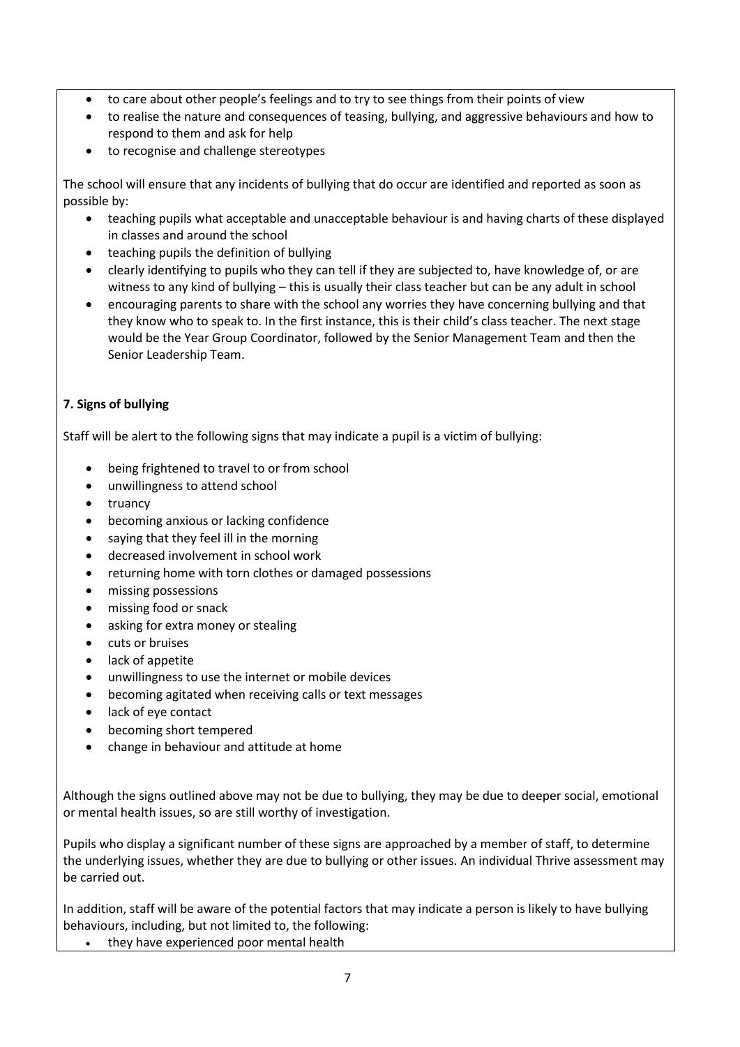- to care about other people's feelings and to try to see things from their points of view
- to realise the nature and consequences of teasing, bullying, and aggressive behaviours and how to respond to them and ask for help
- to recognise and challenge stereotypes

The school will ensure that any incidents of bullying that do occur are identified and reported as soon as possible by:

- teaching pupils what acceptable and unacceptable behaviour is and having charts of these displayed in classes and around the school
- teaching pupils the definition of bullying
- clearly identifying to pupils who they can tell if they are subjected to, have knowledge of, or are witness to any kind of bullying – this is usually their class teacher but can be any adult in school
- encouraging parents to share with the school any worries they have concerning bullying and that they know who to speak to. In the first instance, this is their child's class teacher. The next stage would be the Year Group Coordinator, followed by the Senior Management Team and then the Senior Leadership Team.

**7. Signs of bullying**

Staff will be alert to the following signs that may indicate a pupil is a victim of bullying:

- being frightened to travel to or from school
- unwillingness to attend school
- truancy
- becoming anxious or lacking confidence
- saying that they feel ill in the morning
- decreased involvement in school work
- returning home with torn clothes or damaged possessions
- missing possessions
- missing food or snack
- asking for extra money or stealing
- cuts or bruises
- lack of appetite
- unwillingness to use the internet or mobile devices
- becoming agitated when receiving calls or text messages
- lack of eye contact
- becoming short tempered
- change in behaviour and attitude at home

Although the signs outlined above may not be due to bullying, they may be due to deeper social, emotional or mental health issues, so are still worthy of investigation.

Pupils who display a significant number of these signs are approached by a member of staff, to determine the underlying issues, whether they are due to bullying or other issues. An individual Thrive assessment may be carried out.

In addition, staff will be aware of the potential factors that may indicate a person is likely to have bullying behaviours, including, but not limited to, the following:

- they have experienced poor mental health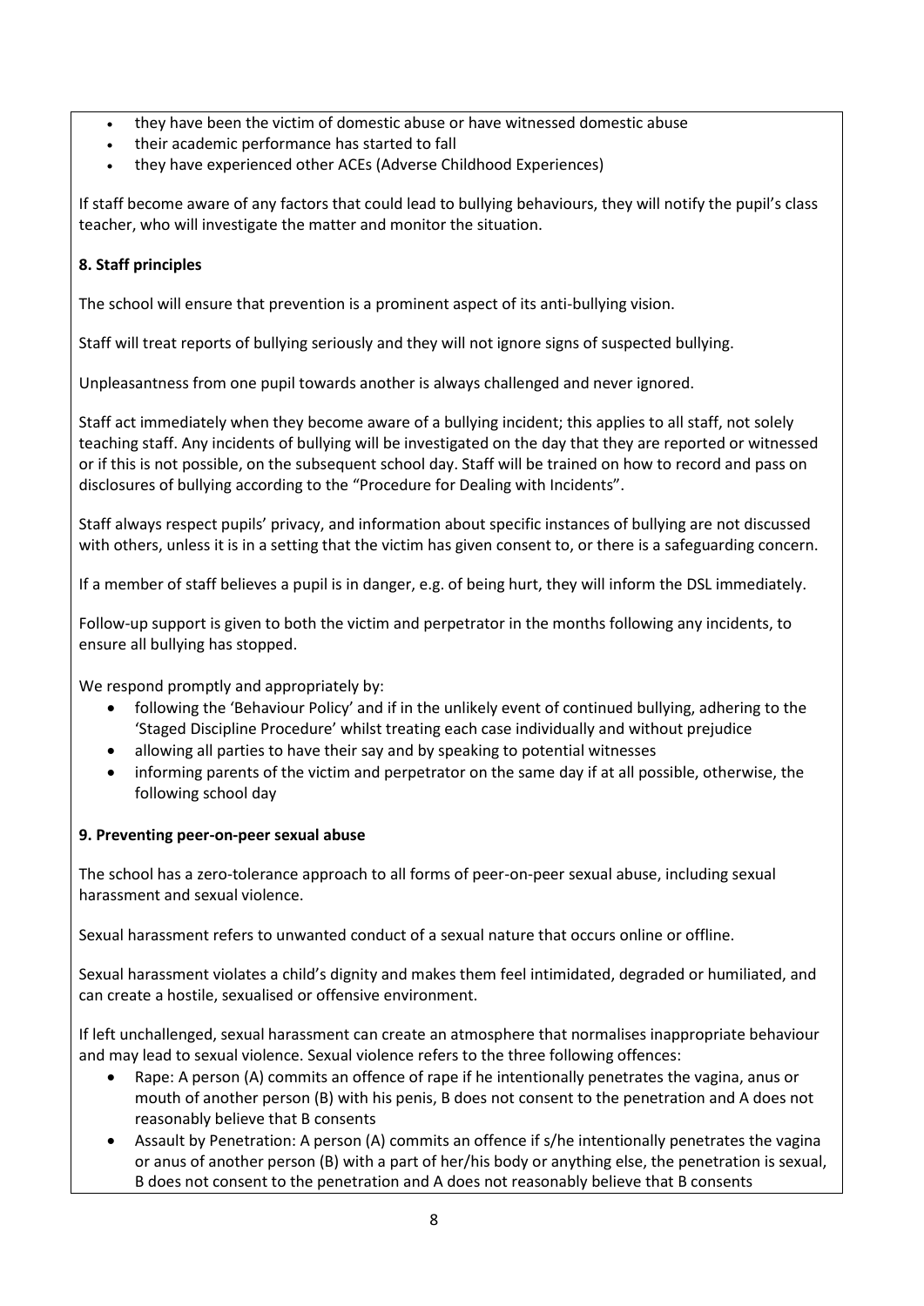- they have been the victim of domestic abuse or have witnessed domestic abuse
- their academic performance has started to fall
- they have experienced other ACEs (Adverse Childhood Experiences)

If staff become aware of any factors that could lead to bullying behaviours, they will notify the pupil's class teacher, who will investigate the matter and monitor the situation.

**8. Staff principles**

The school will ensure that prevention is a prominent aspect of its anti-bullying vision.

Staff will treat reports of bullying seriously and they will not ignore signs of suspected bullying.

Unpleasantness from one pupil towards another is always challenged and never ignored.

Staff act immediately when they become aware of a bullying incident; this applies to all staff, not solely teaching staff. Any incidents of bullying will be investigated on the day that they are reported or witnessed or if this is not possible, on the subsequent school day. Staff will be trained on how to record and pass on disclosures of bullying according to the "Procedure for Dealing with Incidents".

Staff always respect pupils' privacy, and information about specific instances of bullying are not discussed with others, unless it is in a setting that the victim has given consent to, or there is a safeguarding concern.

If a member of staff believes a pupil is in danger, e.g. of being hurt, they will inform the DSL immediately.

Follow-up support is given to both the victim and perpetrator in the months following any incidents, to ensure all bullying has stopped.

We respond promptly and appropriately by:

- following the 'Behaviour Policy' and if in the unlikely event of continued bullying, adhering to the 'Staged Discipline Procedure' whilst treating each case individually and without prejudice
- allowing all parties to have their say and by speaking to potential witnesses
- informing parents of the victim and perpetrator on the same day if at all possible, otherwise, the following school day

**9. Preventing peer-on-peer sexual abuse**

The school has a zero-tolerance approach to all forms of peer-on-peer sexual abuse, including sexual harassment and sexual violence.

Sexual harassment refers to unwanted conduct of a sexual nature that occurs online or offline.

Sexual harassment violates a child's dignity and makes them feel intimidated, degraded or humiliated, and can create a hostile, sexualised or offensive environment.

If left unchallenged, sexual harassment can create an atmosphere that normalises inappropriate behaviour and may lead to sexual violence. Sexual violence refers to the three following offences:

- Rape: A person (A) commits an offence of rape if he intentionally penetrates the vagina, anus or mouth of another person (B) with his penis, B does not consent to the penetration and A does not reasonably believe that B consents
- Assault by Penetration: A person (A) commits an offence if s/he intentionally penetrates the vagina or anus of another person (B) with a part of her/his body or anything else, the penetration is sexual, B does not consent to the penetration and A does not reasonably believe that B consents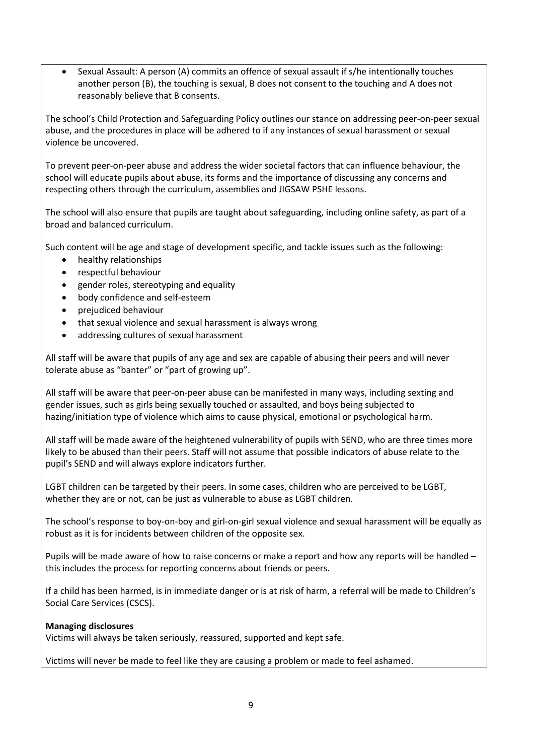- Sexual Assault: A person (A) commits an offence of sexual assault if s/he intentionally touches another person (B), the touching is sexual, B does not consent to the touching and A does not reasonably believe that B consents.

The school's Child Protection and Safeguarding Policy outlines our stance on addressing peer-on-peer sexual abuse, and the procedures in place will be adhered to if any instances of sexual harassment or sexual violence be uncovered.

To prevent peer-on-peer abuse and address the wider societal factors that can influence behaviour, the school will educate pupils about abuse, its forms and the importance of discussing any concerns and respecting others through the curriculum, assemblies and JIGSAW PSHE lessons.

The school will also ensure that pupils are taught about safeguarding, including online safety, as part of a broad and balanced curriculum.

Such content will be age and stage of development specific, and tackle issues such as the following:

- healthy relationships
- respectful behaviour
- gender roles, stereotyping and equality
- body confidence and self-esteem
- prejudiced behaviour
- that sexual violence and sexual harassment is always wrong
- addressing cultures of sexual harassment

All staff will be aware that pupils of any age and sex are capable of abusing their peers and will never tolerate abuse as "banter" or "part of growing up".

All staff will be aware that peer-on-peer abuse can be manifested in many ways, including sexting and gender issues, such as girls being sexually touched or assaulted, and boys being subjected to hazing/initiation type of violence which aims to cause physical, emotional or psychological harm.

All staff will be made aware of the heightened vulnerability of pupils with SEND, who are three times more likely to be abused than their peers. Staff will not assume that possible indicators of abuse relate to the pupil's SEND and will always explore indicators further.

LGBT children can be targeted by their peers. In some cases, children who are perceived to be LGBT, whether they are or not, can be just as vulnerable to abuse as LGBT children.

The school's response to boy-on-boy and girl-on-girl sexual violence and sexual harassment will be equally as robust as it is for incidents between children of the opposite sex.

Pupils will be made aware of how to raise concerns or make a report and how any reports will be handled – this includes the process for reporting concerns about friends or peers.

If a child has been harmed, is in immediate danger or is at risk of harm, a referral will be made to Children's Social Care Services (CSCS).

**Managing disclosures**

Victims will always be taken seriously, reassured, supported and kept safe.

Victims will never be made to feel like they are causing a problem or made to feel ashamed.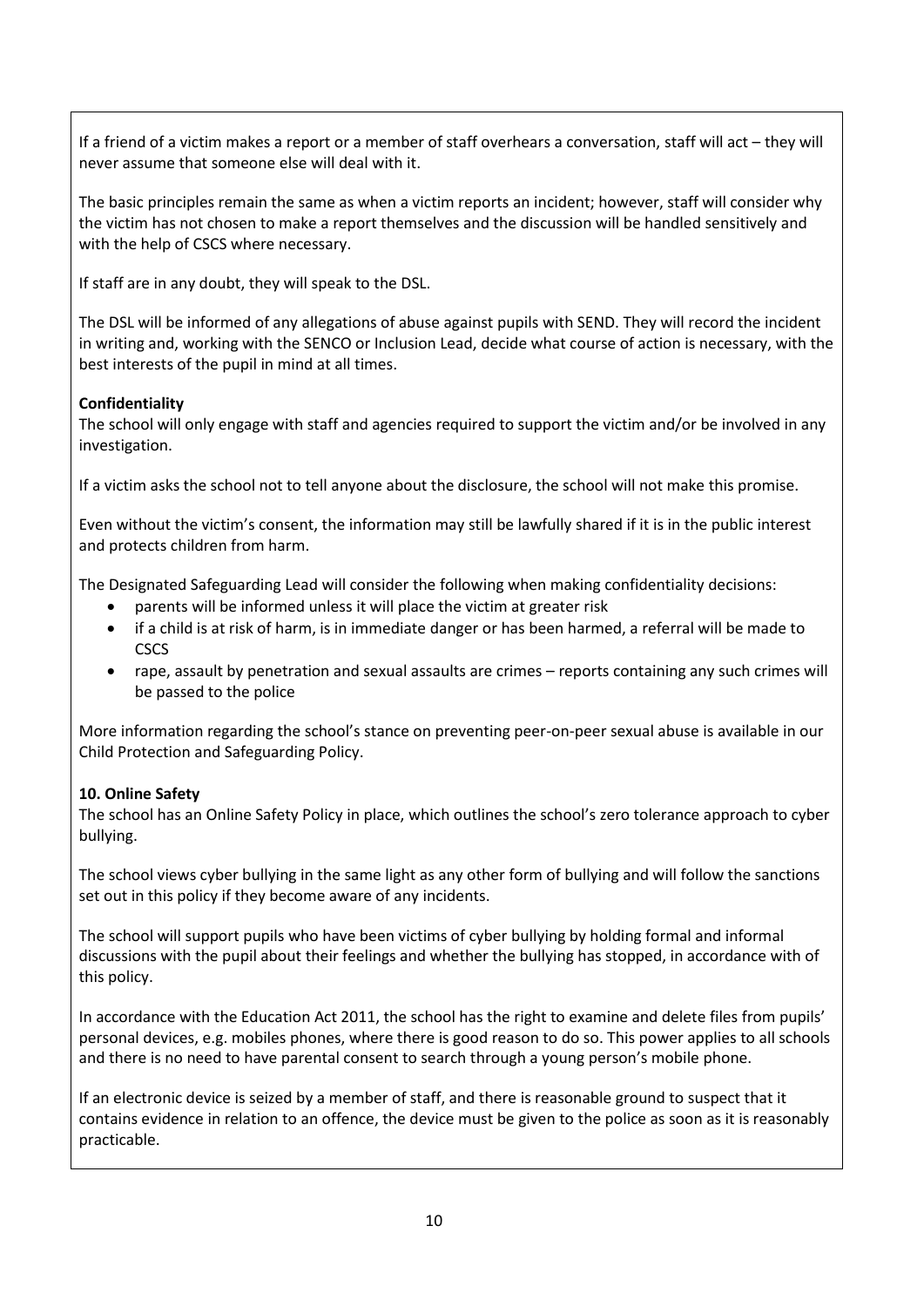If a friend of a victim makes a report or a member of staff overhears a conversation, staff will act – they will never assume that someone else will deal with it.

The basic principles remain the same as when a victim reports an incident; however, staff will consider why the victim has not chosen to make a report themselves and the discussion will be handled sensitively and with the help of CSCS where necessary.

If staff are in any doubt, they will speak to the DSL.

The DSL will be informed of any allegations of abuse against pupils with SEND. They will record the incident in writing and, working with the SENCO or Inclusion Lead, decide what course of action is necessary, with the best interests of the pupil in mind at all times.

**Confidentiality**

The school will only engage with staff and agencies required to support the victim and/or be involved in any investigation.

If a victim asks the school not to tell anyone about the disclosure, the school will not make this promise.

Even without the victim's consent, the information may still be lawfully shared if it is in the public interest and protects children from harm.

The Designated Safeguarding Lead will consider the following when making confidentiality decisions:

- parents will be informed unless it will place the victim at greater risk
- if a child is at risk of harm, is in immediate danger or has been harmed, a referral will be made to CSCS
- rape, assault by penetration and sexual assaults are crimes – reports containing any such crimes will be passed to the police

More information regarding the school's stance on preventing peer-on-peer sexual abuse is available in our Child Protection and Safeguarding Policy.

**10. Online Safety**

The school has an Online Safety Policy in place, which outlines the school's zero tolerance approach to cyber bullying.

The school views cyber bullying in the same light as any other form of bullying and will follow the sanctions set out in this policy if they become aware of any incidents.

The school will support pupils who have been victims of cyber bullying by holding formal and informal discussions with the pupil about their feelings and whether the bullying has stopped, in accordance with of this policy.

In accordance with the Education Act 2011, the school has the right to examine and delete files from pupils' personal devices, e.g. mobiles phones, where there is good reason to do so. This power applies to all schools and there is no need to have parental consent to search through a young person's mobile phone.

If an electronic device is seized by a member of staff, and there is reasonable ground to suspect that it contains evidence in relation to an offence, the device must be given to the police as soon as it is reasonably practicable.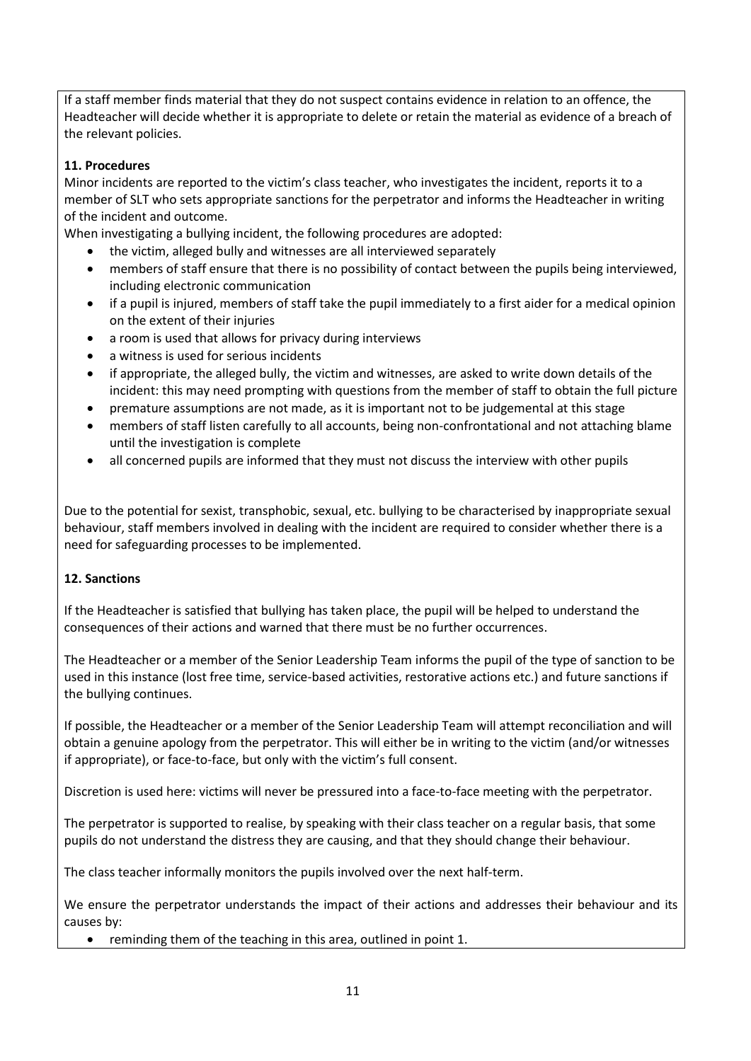If a staff member finds material that they do not suspect contains evidence in relation to an offence, the Headteacher will decide whether it is appropriate to delete or retain the material as evidence of a breach of the relevant policies.

**11. Procedures**

Minor incidents are reported to the victim's class teacher, who investigates the incident, reports it to a member of SLT who sets appropriate sanctions for the perpetrator and informs the Headteacher in writing of the incident and outcome.

When investigating a bullying incident, the following procedures are adopted:

- the victim, alleged bully and witnesses are all interviewed separately
- members of staff ensure that there is no possibility of contact between the pupils being interviewed, including electronic communication
- if a pupil is injured, members of staff take the pupil immediately to a first aider for a medical opinion on the extent of their injuries
- a room is used that allows for privacy during interviews
- a witness is used for serious incidents
- if appropriate, the alleged bully, the victim and witnesses, are asked to write down details of the incident: this may need prompting with questions from the member of staff to obtain the full picture
- premature assumptions are not made, as it is important not to be judgemental at this stage
- members of staff listen carefully to all accounts, being non-confrontational and not attaching blame until the investigation is complete
- all concerned pupils are informed that they must not discuss the interview with other pupils

Due to the potential for sexist, transphobic, sexual, etc. bullying to be characterised by inappropriate sexual behaviour, staff members involved in dealing with the incident are required to consider whether there is a need for safeguarding processes to be implemented.

**12. Sanctions**

If the Headteacher is satisfied that bullying has taken place, the pupil will be helped to understand the consequences of their actions and warned that there must be no further occurrences.

The Headteacher or a member of the Senior Leadership Team informs the pupil of the type of sanction to be used in this instance (lost free time, service-based activities, restorative actions etc.) and future sanctions if the bullying continues.

If possible, the Headteacher or a member of the Senior Leadership Team will attempt reconciliation and will obtain a genuine apology from the perpetrator. This will either be in writing to the victim (and/or witnesses if appropriate), or face-to-face, but only with the victim's full consent.

Discretion is used here: victims will never be pressured into a face-to-face meeting with the perpetrator.

The perpetrator is supported to realise, by speaking with their class teacher on a regular basis, that some pupils do not understand the distress they are causing, and that they should change their behaviour.

The class teacher informally monitors the pupils involved over the next half-term.

We ensure the perpetrator understands the impact of their actions and addresses their behaviour and its causes by:

- reminding them of the teaching in this area, outlined in point 1.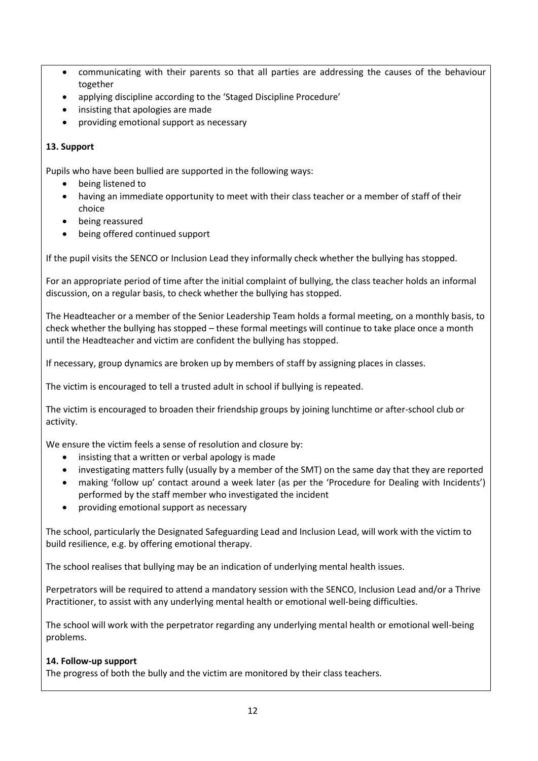- communicating with their parents so that all parties are addressing the causes of the behaviour together
- applying discipline according to the 'Staged Discipline Procedure'
- insisting that apologies are made
- providing emotional support as necessary

**13. Support**

Pupils who have been bullied are supported in the following ways:

- being listened to
- having an immediate opportunity to meet with their class teacher or a member of staff of their choice
- being reassured
- being offered continued support

If the pupil visits the SENCO or Inclusion Lead they informally check whether the bullying has stopped.

For an appropriate period of time after the initial complaint of bullying, the class teacher holds an informal discussion, on a regular basis, to check whether the bullying has stopped.

The Headteacher or a member of the Senior Leadership Team holds a formal meeting, on a monthly basis, to check whether the bullying has stopped – these formal meetings will continue to take place once a month until the Headteacher and victim are confident the bullying has stopped.

If necessary, group dynamics are broken up by members of staff by assigning places in classes.

The victim is encouraged to tell a trusted adult in school if bullying is repeated.

The victim is encouraged to broaden their friendship groups by joining lunchtime or after-school club or activity.

We ensure the victim feels a sense of resolution and closure by:

- insisting that a written or verbal apology is made
- investigating matters fully (usually by a member of the SMT) on the same day that they are reported
- making 'follow up' contact around a week later (as per the 'Procedure for Dealing with Incidents') performed by the staff member who investigated the incident
- providing emotional support as necessary

The school, particularly the Designated Safeguarding Lead and Inclusion Lead, will work with the victim to build resilience, e.g. by offering emotional therapy.

The school realises that bullying may be an indication of underlying mental health issues.

Perpetrators will be required to attend a mandatory session with the SENCO, Inclusion Lead and/or a Thrive Practitioner, to assist with any underlying mental health or emotional well-being difficulties.

The school will work with the perpetrator regarding any underlying mental health or emotional well-being problems.

**14. Follow-up support**

The progress of both the bully and the victim are monitored by their class teachers.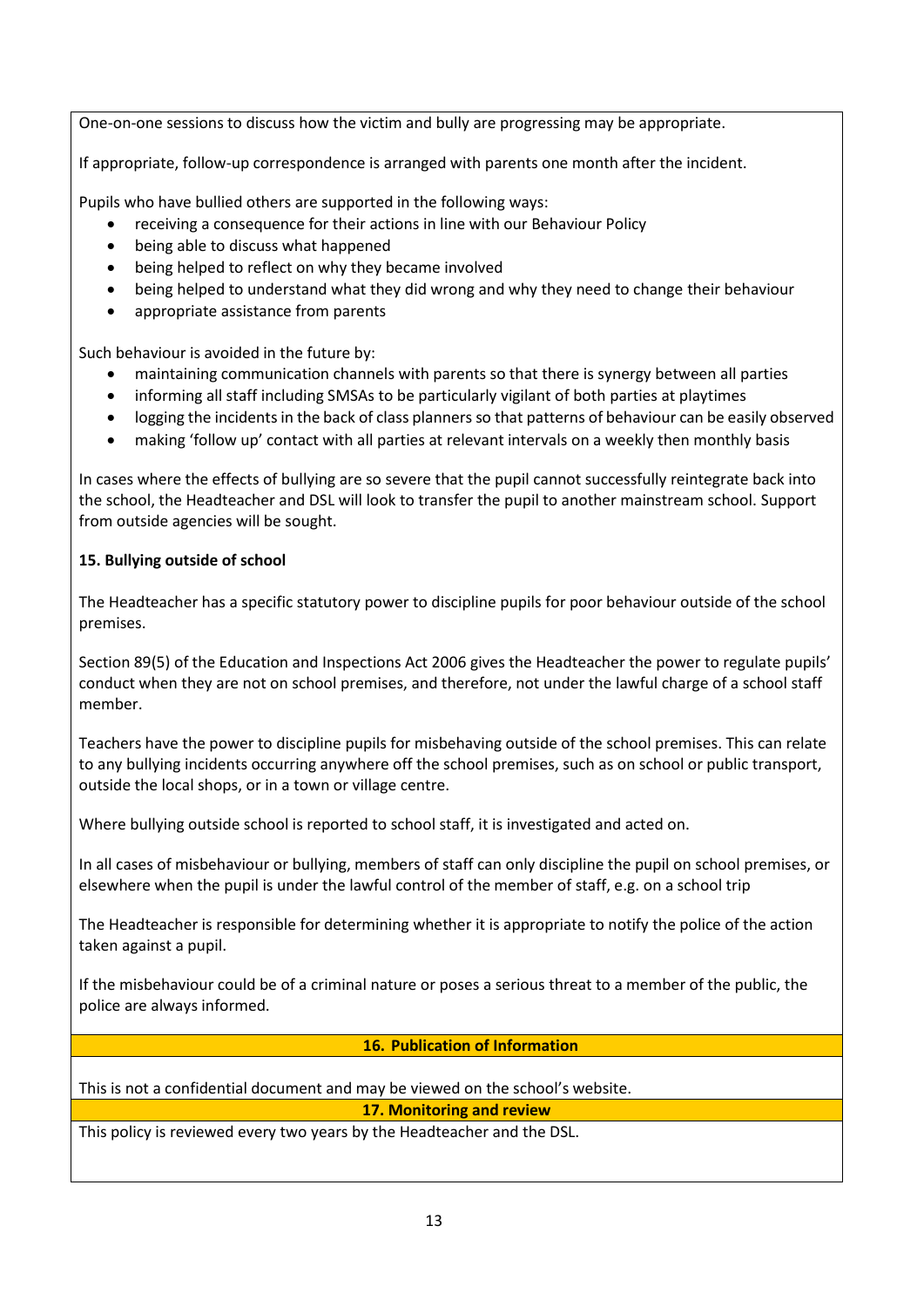One-on-one sessions to discuss how the victim and bully are progressing may be appropriate.

If appropriate, follow-up correspondence is arranged with parents one month after the incident.

Pupils who have bullied others are supported in the following ways:

- receiving a consequence for their actions in line with our Behaviour Policy
- being able to discuss what happened
- being helped to reflect on why they became involved
- being helped to understand what they did wrong and why they need to change their behaviour
- appropriate assistance from parents

Such behaviour is avoided in the future by:

- maintaining communication channels with parents so that there is synergy between all parties
- informing all staff including SMSAs to be particularly vigilant of both parties at playtimes
- logging the incidents in the back of class planners so that patterns of behaviour can be easily observed
- making 'follow up' contact with all parties at relevant intervals on a weekly then monthly basis

In cases where the effects of bullying are so severe that the pupil cannot successfully reintegrate back into the school, the Headteacher and DSL will look to transfer the pupil to another mainstream school. Support from outside agencies will be sought.

**15. Bullying outside of school**

The Headteacher has a specific statutory power to discipline pupils for poor behaviour outside of the school premises.

Section 89(5) of the Education and Inspections Act 2006 gives the Headteacher the power to regulate pupils' conduct when they are not on school premises, and therefore, not under the lawful charge of a school staff member.

Teachers have the power to discipline pupils for misbehaving outside of the school premises. This can relate to any bullying incidents occurring anywhere off the school premises, such as on school or public transport, outside the local shops, or in a town or village centre.

Where bullying outside school is reported to school staff, it is investigated and acted on.

In all cases of misbehaviour or bullying, members of staff can only discipline the pupil on school premises, or elsewhere when the pupil is under the lawful control of the member of staff, e.g. on a school trip

The Headteacher is responsible for determining whether it is appropriate to notify the police of the action taken against a pupil.

If the misbehaviour could be of a criminal nature or poses a serious threat to a member of the public, the police are always informed.

## 16. Publication of Information

This is not a confidential document and may be viewed on the school's website.

## 17. Monitoring and review

This policy is reviewed every two years by the Headteacher and the DSL.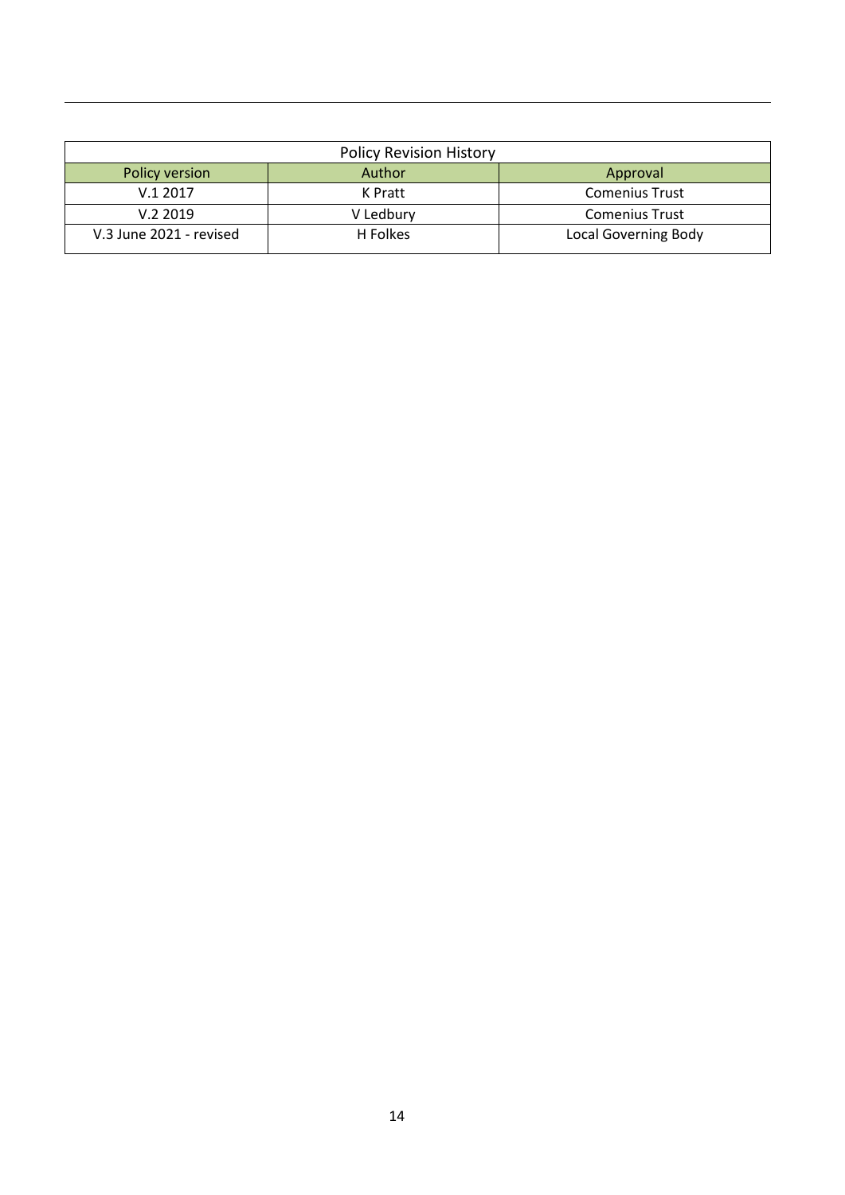| Policy Revision History | | |
|---|---|---|
| Policy version | Author | Approval |
| V.1 2017 | K Pratt | Comenius Trust |
| V.2 2019 | V Ledbury | Comenius Trust |
| V.3 June 2021 - revised | H Folkes | Local Governing Body |